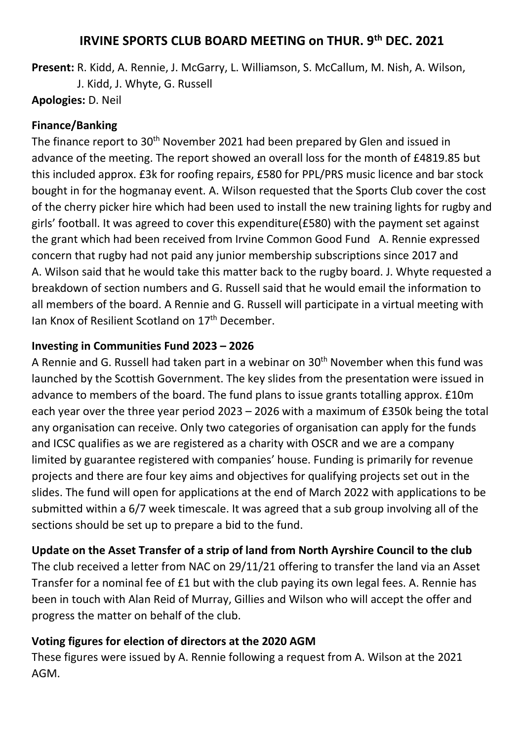# IRVINE SPORTS CLUB BOARD MEETING on THUR. 9th DEC. 2021

**Present:** R. Kidd, A. Rennie, J. McGarry, L. Williamson, S. McCallum, M. Nish, A. Wilson, J. Kidd, J. Whyte, G. Russell

**Apologies:** D. Neil

## Finance/Banking

The finance report to 30th November 2021 had been prepared by Glen and issued in advance of the meeting. The report showed an overall loss for the month of £4819.85 but this included approx. £3k for roofing repairs, £580 for PPL/PRS music licence and bar stock bought in for the hogmanay event. A. Wilson requested that the Sports Club cover the cost of the cherry picker hire which had been used to install the new training lights for rugby and girls' football. It was agreed to cover this expenditure(£580) with the payment set against the grant which had been received from Irvine Common Good Fund A. Rennie expressed concern that rugby had not paid any junior membership subscriptions since 2017 and A. Wilson said that he would take this matter back to the rugby board. J. Whyte requested a breakdown of section numbers and G. Russell said that he would email the information to all members of the board. A Rennie and G. Russell will participate in a virtual meeting with Ian Knox of Resilient Scotland on 17th December.

## Investing in Communities Fund 2023 – 2026

A Rennie and G. Russell had taken part in a webinar on 30th November when this fund was launched by the Scottish Government. The key slides from the presentation were issued in advance to members of the board. The fund plans to issue grants totalling approx. £10m each year over the three year period 2023 – 2026 with a maximum of £350k being the total any organisation can receive. Only two categories of organisation can apply for the funds and ICSC qualifies as we are registered as a charity with OSCR and we are a company limited by guarantee registered with companies' house. Funding is primarily for revenue projects and there are four key aims and objectives for qualifying projects set out in the slides. The fund will open for applications at the end of March 2022 with applications to be submitted within a 6/7 week timescale. It was agreed that a sub group involving all of the sections should be set up to prepare a bid to the fund.

## Update on the Asset Transfer of a strip of land from North Ayrshire Council to the club

The club received a letter from NAC on 29/11/21 offering to transfer the land via an Asset Transfer for a nominal fee of £1 but with the club paying its own legal fees. A. Rennie has been in touch with Alan Reid of Murray, Gillies and Wilson who will accept the offer and progress the matter on behalf of the club.

## Voting figures for election of directors at the 2020 AGM

These figures were issued by A. Rennie following a request from A. Wilson at the 2021 AGM.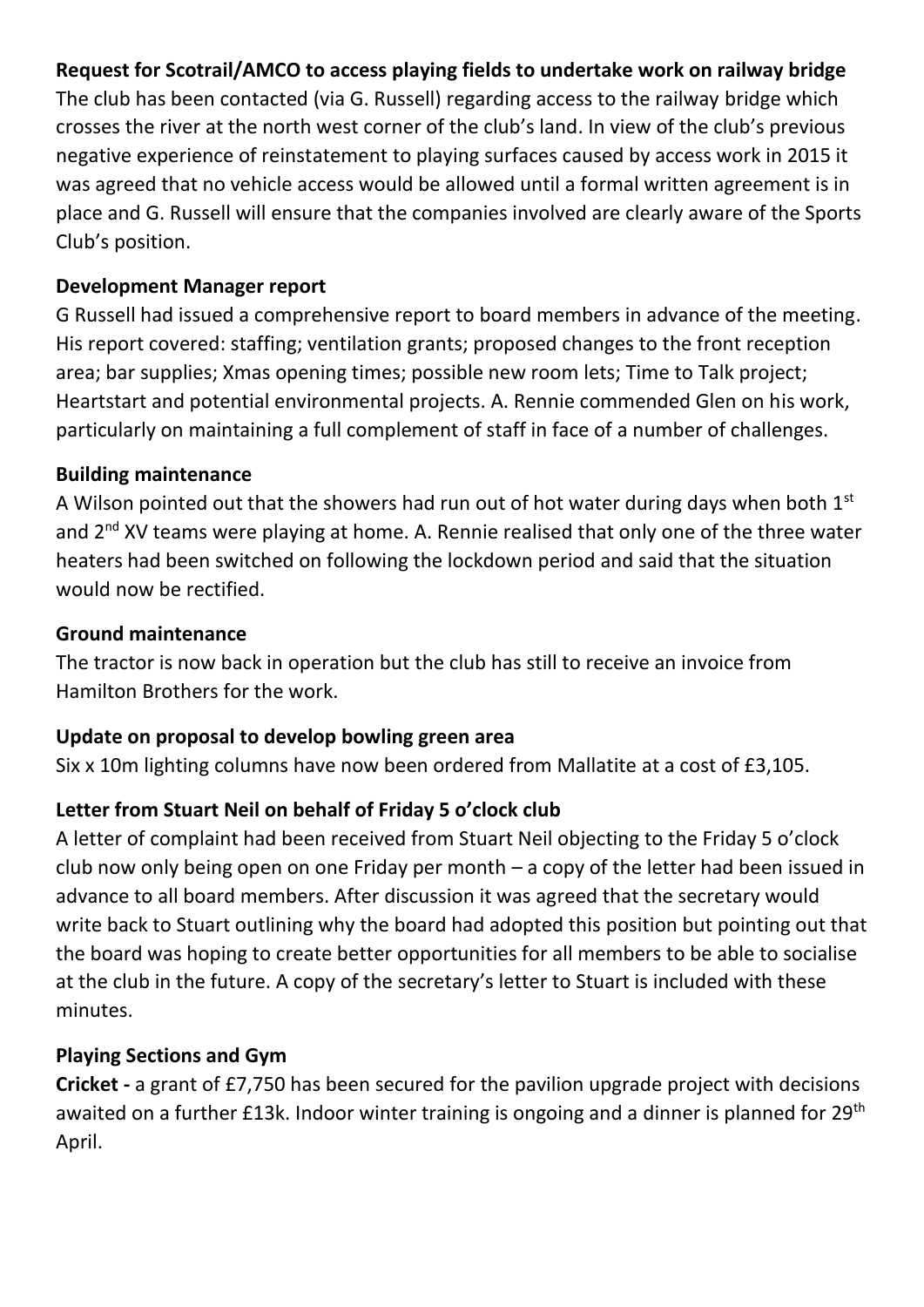**Request for Scotrail/AMCO to access playing fields to undertake work on railway bridge**

The club has been contacted (via G. Russell) regarding access to the railway bridge which crosses the river at the north west corner of the club's land. In view of the club's previous negative experience of reinstatement to playing surfaces caused by access work in 2015 it was agreed that no vehicle access would be allowed until a formal written agreement is in place and G. Russell will ensure that the companies involved are clearly aware of the Sports Club's position.

**Development Manager report**

G Russell had issued a comprehensive report to board members in advance of the meeting. His report covered: staffing; ventilation grants; proposed changes to the front reception area; bar supplies; Xmas opening times; possible new room lets; Time to Talk project; Heartstart and potential environmental projects. A. Rennie commended Glen on his work, particularly on maintaining a full complement of staff in face of a number of challenges.

**Building maintenance**

A Wilson pointed out that the showers had run out of hot water during days when both 1st and 2nd XV teams were playing at home. A. Rennie realised that only one of the three water heaters had been switched on following the lockdown period and said that the situation would now be rectified.

**Ground maintenance**

The tractor is now back in operation but the club has still to receive an invoice from Hamilton Brothers for the work.

**Update on proposal to develop bowling green area**

Six x 10m lighting columns have now been ordered from Mallatite at a cost of £3,105.

**Letter from Stuart Neil on behalf of Friday 5 o'clock club**

A letter of complaint had been received from Stuart Neil objecting to the Friday 5 o'clock club now only being open on one Friday per month – a copy of the letter had been issued in advance to all board members. After discussion it was agreed that the secretary would write back to Stuart outlining why the board had adopted this position but pointing out that the board was hoping to create better opportunities for all members to be able to socialise at the club in the future. A copy of the secretary's letter to Stuart is included with these minutes.

**Playing Sections and Gym**

**Cricket -** a grant of £7,750 has been secured for the pavilion upgrade project with decisions awaited on a further £13k. Indoor winter training is ongoing and a dinner is planned for 29th April.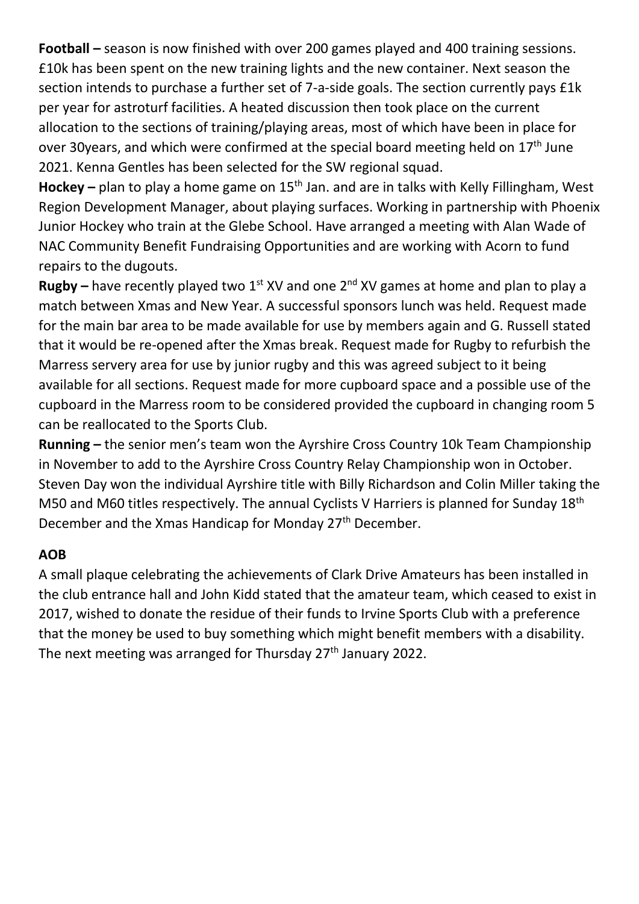**Football –** season is now finished with over 200 games played and 400 training sessions. £10k has been spent on the new training lights and the new container. Next season the section intends to purchase a further set of 7-a-side goals. The section currently pays £1k per year for astroturf facilities. A heated discussion then took place on the current allocation to the sections of training/playing areas, most of which have been in place for over 30years, and which were confirmed at the special board meeting held on 17th June 2021. Kenna Gentles has been selected for the SW regional squad.

**Hockey –** plan to play a home game on 15th Jan. and are in talks with Kelly Fillingham, West Region Development Manager, about playing surfaces. Working in partnership with Phoenix Junior Hockey who train at the Glebe School. Have arranged a meeting with Alan Wade of NAC Community Benefit Fundraising Opportunities and are working with Acorn to fund repairs to the dugouts.

**Rugby –** have recently played two 1st XV and one 2nd XV games at home and plan to play a match between Xmas and New Year. A successful sponsors lunch was held. Request made for the main bar area to be made available for use by members again and G. Russell stated that it would be re-opened after the Xmas break. Request made for Rugby to refurbish the Marress servery area for use by junior rugby and this was agreed subject to it being available for all sections. Request made for more cupboard space and a possible use of the cupboard in the Marress room to be considered provided the cupboard in changing room 5 can be reallocated to the Sports Club.

**Running –** the senior men's team won the Ayrshire Cross Country 10k Team Championship in November to add to the Ayrshire Cross Country Relay Championship won in October. Steven Day won the individual Ayrshire title with Billy Richardson and Colin Miller taking the M50 and M60 titles respectively. The annual Cyclists V Harriers is planned for Sunday 18th December and the Xmas Handicap for Monday 27th December.

## AOB

A small plaque celebrating the achievements of Clark Drive Amateurs has been installed in the club entrance hall and John Kidd stated that the amateur team, which ceased to exist in 2017, wished to donate the residue of their funds to Irvine Sports Club with a preference that the money be used to buy something which might benefit members with a disability. The next meeting was arranged for Thursday 27th January 2022.